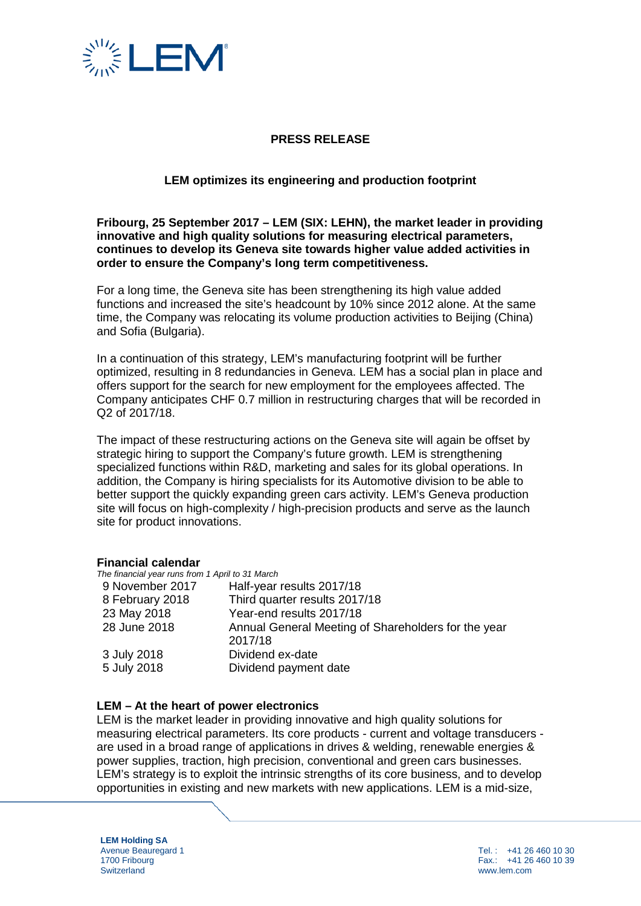**PRESS RELEASE**

## LEM optimizes its engineering and production footprint

**Fribourg, 25 September 2017 – LEM (SIX: LEHN), the market leader in providing innovative and high quality solutions for measuring electrical parameters, continues to develop its Geneva site towards higher value added activities in order to ensure the Company's long term competitiveness.**

For a long time, the Geneva site has been strengthening its high value added functions and increased the site's headcount by 10% since 2012 alone. At the same time, the Company was relocating its volume production activities to Beijing (China) and Sofia (Bulgaria).

In a continuation of this strategy, LEM's manufacturing footprint will be further optimized, resulting in 8 redundancies in Geneva. LEM has a social plan in place and offers support for the search for new employment for the employees affected. The Company anticipates CHF 0.7 million in restructuring charges that will be recorded in Q2 of 2017/18.

The impact of these restructuring actions on the Geneva site will again be offset by strategic hiring to support the Company's future growth. LEM is strengthening specialized functions within R&D, marketing and sales for its global operations. In addition, the Company is hiring specialists for its Automotive division to be able to better support the quickly expanding green cars activity. LEM's Geneva production site will focus on high-complexity / high-precision products and serve as the launch site for product innovations.

### Financial calendar

*The financial year runs from 1 April to 31 March*

| | |
|---|---|
| 9 November 2017 | Half-year results 2017/18 |
| 8 February 2018 | Third quarter results 2017/18 |
| 23 May 2018 | Year-end results 2017/18 |
| 28 June 2018 | Annual General Meeting of Shareholders for the year 2017/18 |
| 3 July 2018 | Dividend ex-date |
| 5 July 2018 | Dividend payment date |

### LEM – At the heart of power electronics

LEM is the market leader in providing innovative and high quality solutions for measuring electrical parameters. Its core products - current and voltage transducers - are used in a broad range of applications in drives & welding, renewable energies & power supplies, traction, high precision, conventional and green cars businesses. LEM's strategy is to exploit the intrinsic strengths of its core business, and to develop opportunities in existing and new markets with new applications. LEM is a mid-size,

**LEM Holding SA**
Avenue Beauregard 1
1700 Fribourg
Switzerland

Tel. : +41 26 460 10 30
Fax.: +41 26 460 10 39
www.lem.com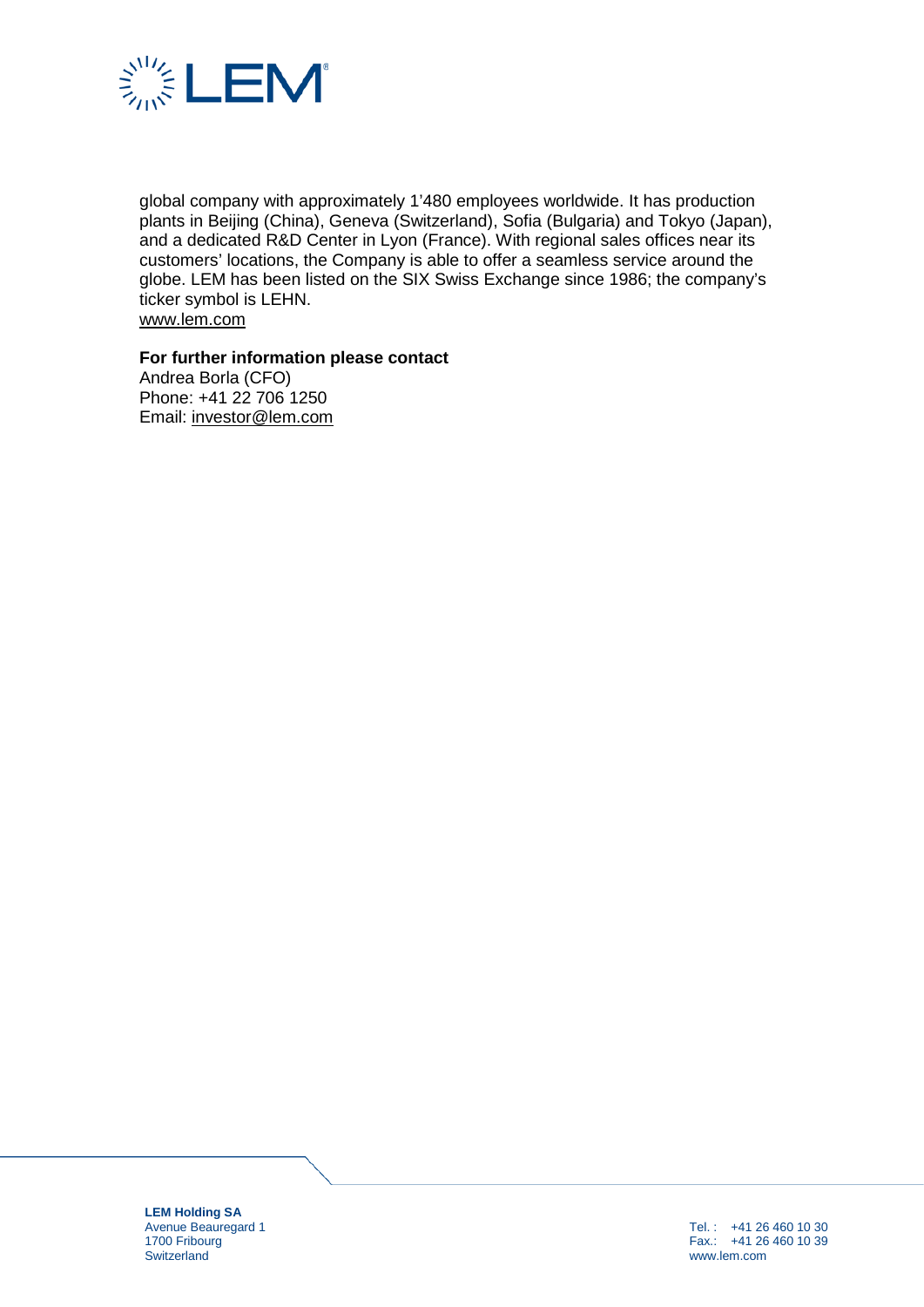global company with approximately 1'480 employees worldwide. It has production plants in Beijing (China), Geneva (Switzerland), Sofia (Bulgaria) and Tokyo (Japan), and a dedicated R&D Center in Lyon (France). With regional sales offices near its customers' locations, the Company is able to offer a seamless service around the globe. LEM has been listed on the SIX Swiss Exchange since 1986; the company's ticker symbol is LEHN.
www.lem.com

**For further information please contact**
Andrea Borla (CFO)
Phone: +41 22 706 1250
Email: investor@lem.com